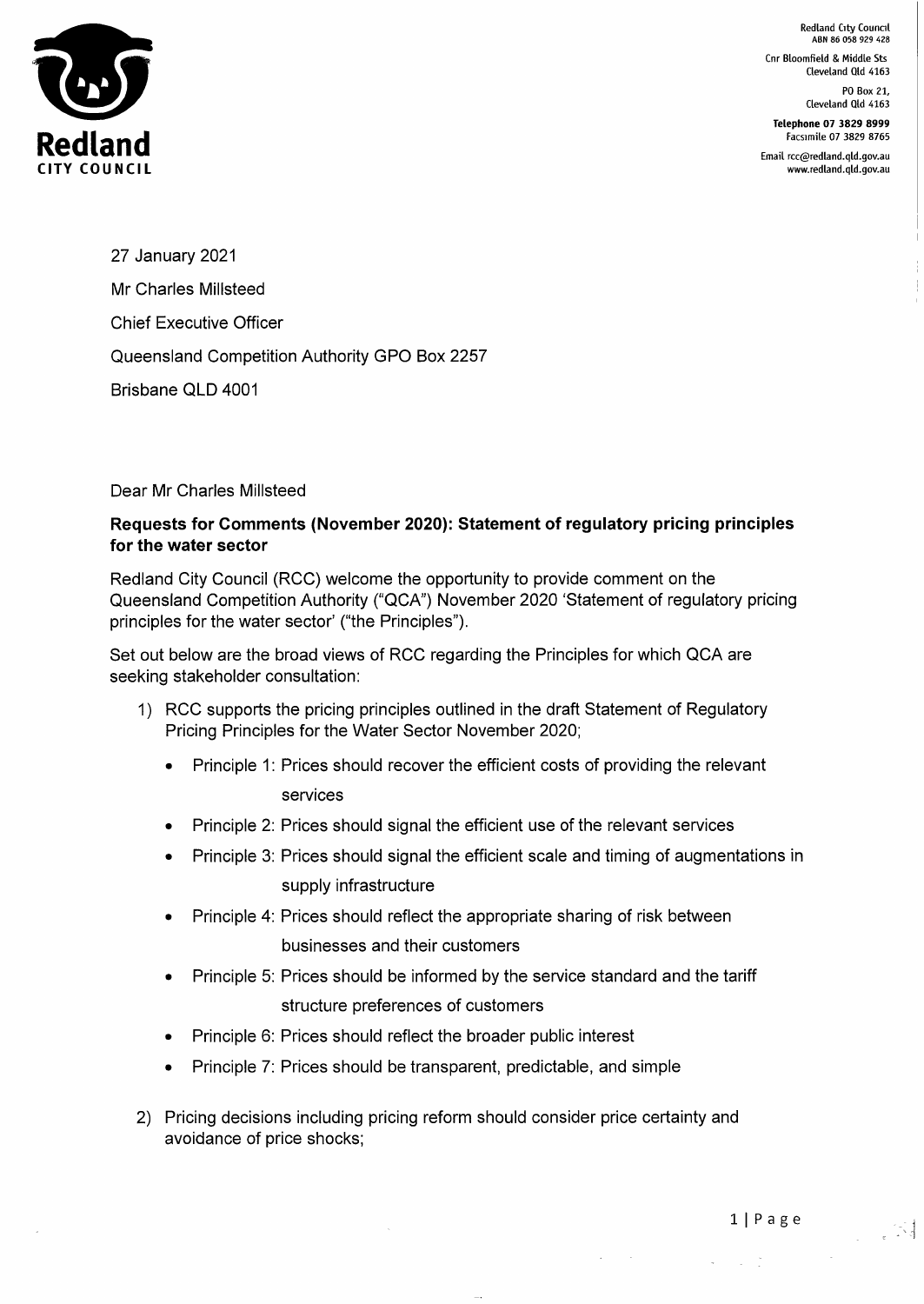Redland City Council
ABN 86 058 929 428

Cnr Bloomfield & Middle Sts
Cleveland Qld 4163

PO Box 21,
Cleveland Qld 4163

**Telephone 07 3829 8999**
Facsimile 07 3829 8765

Email rcc@redland.qld.gov.au
www.redland.qld.gov.au

27 January 2021

Mr Charles Millsteed

Chief Executive Officer

Queensland Competition Authority GPO Box 2257

Brisbane QLD 4001

Dear Mr Charles Millsteed

**Requests for Comments (November 2020): Statement of regulatory pricing principles for the water sector**

Redland City Council (RCC) welcome the opportunity to provide comment on the Queensland Competition Authority ("QCA") November 2020 'Statement of regulatory pricing principles for the water sector' ("the Principles").

Set out below are the broad views of RCC regarding the Principles for which QCA are seeking stakeholder consultation:

1) RCC supports the pricing principles outlined in the draft Statement of Regulatory Pricing Principles for the Water Sector November 2020;
   - Principle 1: Prices should recover the efficient costs of providing the relevant services
   - Principle 2: Prices should signal the efficient use of the relevant services
   - Principle 3: Prices should signal the efficient scale and timing of augmentations in supply infrastructure
   - Principle 4: Prices should reflect the appropriate sharing of risk between businesses and their customers
   - Principle 5: Prices should be informed by the service standard and the tariff structure preferences of customers
   - Principle 6: Prices should reflect the broader public interest
   - Principle 7: Prices should be transparent, predictable, and simple
2) Pricing decisions including pricing reform should consider price certainty and avoidance of price shocks;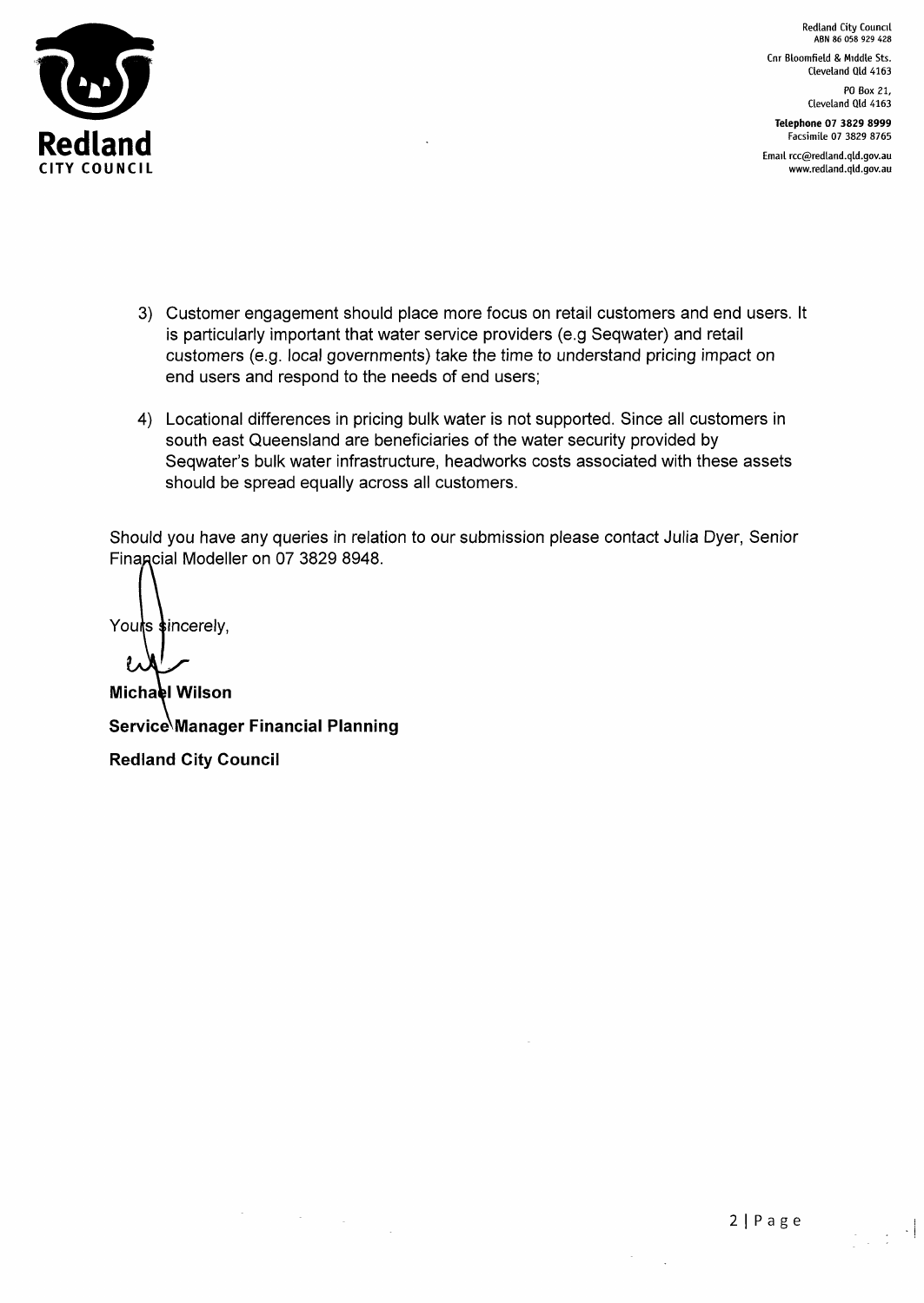Redland City Council
ABN 86 058 929 428

Cnr Bloomfield & Middle Sts.
Cleveland Qld 4163

PO Box 21,
Cleveland Qld 4163

**Telephone 07 3829 8999**
Facsimile 07 3829 8765

Email rcc@redland.qld.gov.au
www.redland.qld.gov.au

3) Customer engagement should place more focus on retail customers and end users. It is particularly important that water service providers (e.g Seqwater) and retail customers (e.g. local governments) take the time to understand pricing impact on end users and respond to the needs of end users;

4) Locational differences in pricing bulk water is not supported. Since all customers in south east Queensland are beneficiaries of the water security provided by Seqwater's bulk water infrastructure, headworks costs associated with these assets should be spread equally across all customers.

Should you have any queries in relation to our submission please contact Julia Dyer, Senior Financial Modeller on 07 3829 8948.

Yours sincerely,

**Michael Wilson**

**Service Manager Financial Planning**

**Redland City Council**